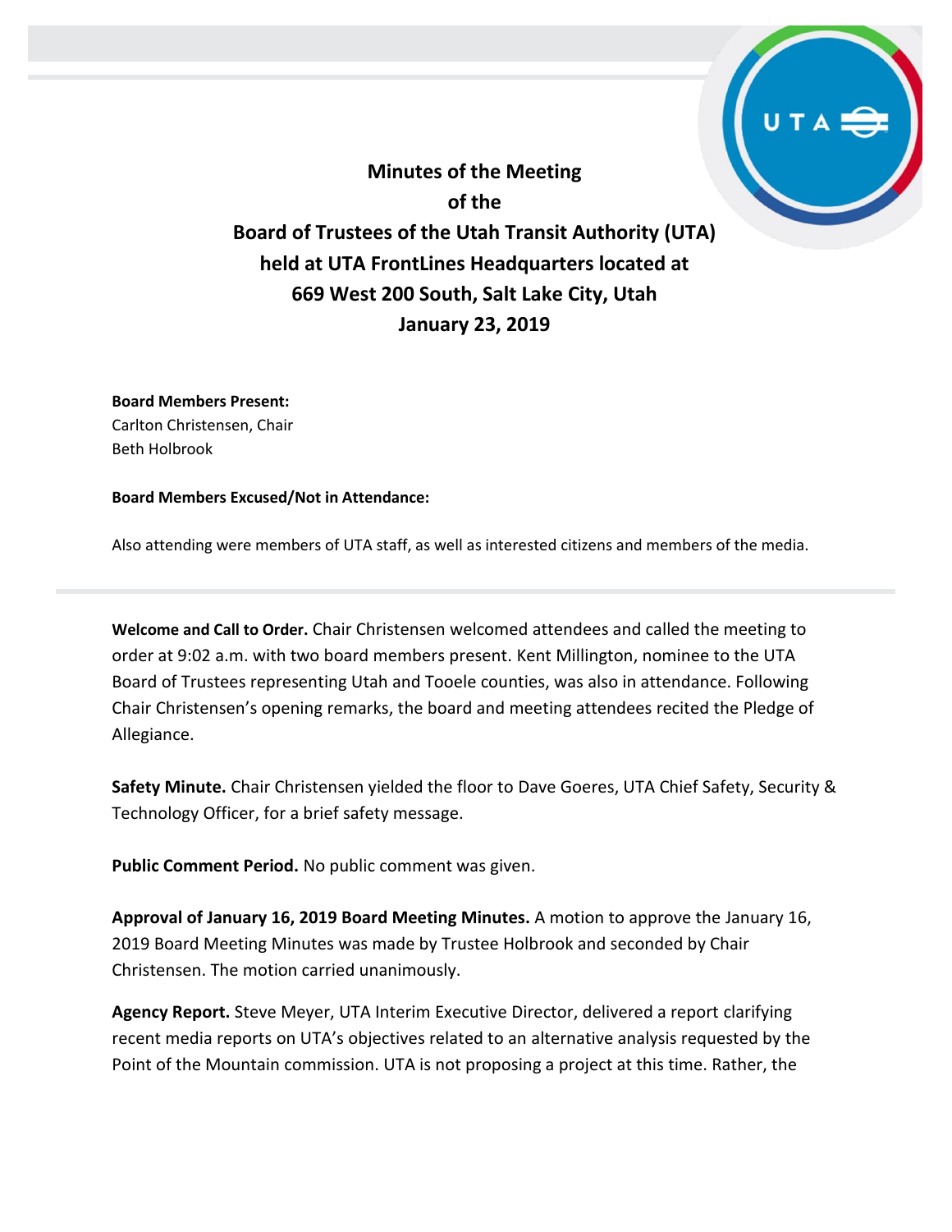# Minutes of the Meeting of the Board of Trustees of the Utah Transit Authority (UTA) held at UTA FrontLines Headquarters located at 669 West 200 South, Salt Lake City, Utah January 23, 2019

**Board Members Present:**
Carlton Christensen, Chair
Beth Holbrook

**Board Members Excused/Not in Attendance:**

Also attending were members of UTA staff, as well as interested citizens and members of the media.

---

**Welcome and Call to Order.** Chair Christensen welcomed attendees and called the meeting to order at 9:02 a.m. with two board members present. Kent Millington, nominee to the UTA Board of Trustees representing Utah and Tooele counties, was also in attendance. Following Chair Christensen's opening remarks, the board and meeting attendees recited the Pledge of Allegiance.

**Safety Minute.** Chair Christensen yielded the floor to Dave Goeres, UTA Chief Safety, Security & Technology Officer, for a brief safety message.

**Public Comment Period.** No public comment was given.

**Approval of January 16, 2019 Board Meeting Minutes.** A motion to approve the January 16, 2019 Board Meeting Minutes was made by Trustee Holbrook and seconded by Chair Christensen. The motion carried unanimously.

**Agency Report.** Steve Meyer, UTA Interim Executive Director, delivered a report clarifying recent media reports on UTA's objectives related to an alternative analysis requested by the Point of the Mountain commission. UTA is not proposing a project at this time. Rather, the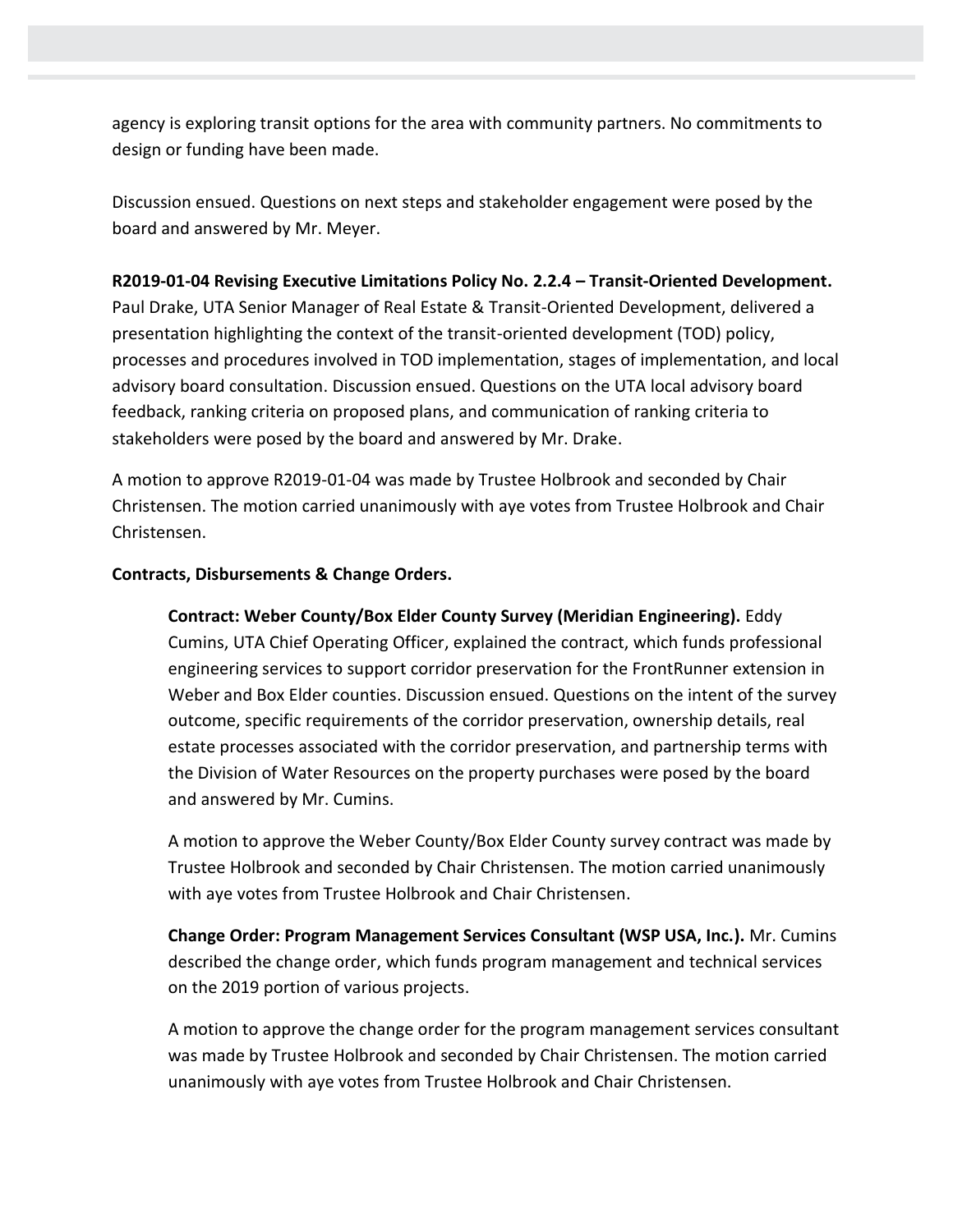agency is exploring transit options for the area with community partners. No commitments to design or funding have been made.

Discussion ensued. Questions on next steps and stakeholder engagement were posed by the board and answered by Mr. Meyer.

**R2019-01-04 Revising Executive Limitations Policy No. 2.2.4 – Transit-Oriented Development.** Paul Drake, UTA Senior Manager of Real Estate & Transit-Oriented Development, delivered a presentation highlighting the context of the transit-oriented development (TOD) policy, processes and procedures involved in TOD implementation, stages of implementation, and local advisory board consultation. Discussion ensued. Questions on the UTA local advisory board feedback, ranking criteria on proposed plans, and communication of ranking criteria to stakeholders were posed by the board and answered by Mr. Drake.

A motion to approve R2019-01-04 was made by Trustee Holbrook and seconded by Chair Christensen. The motion carried unanimously with aye votes from Trustee Holbrook and Chair Christensen.

**Contracts, Disbursements & Change Orders.**

**Contract: Weber County/Box Elder County Survey (Meridian Engineering).** Eddy Cumins, UTA Chief Operating Officer, explained the contract, which funds professional engineering services to support corridor preservation for the FrontRunner extension in Weber and Box Elder counties. Discussion ensued. Questions on the intent of the survey outcome, specific requirements of the corridor preservation, ownership details, real estate processes associated with the corridor preservation, and partnership terms with the Division of Water Resources on the property purchases were posed by the board and answered by Mr. Cumins.

A motion to approve the Weber County/Box Elder County survey contract was made by Trustee Holbrook and seconded by Chair Christensen. The motion carried unanimously with aye votes from Trustee Holbrook and Chair Christensen.

**Change Order: Program Management Services Consultant (WSP USA, Inc.).** Mr. Cumins described the change order, which funds program management and technical services on the 2019 portion of various projects.

A motion to approve the change order for the program management services consultant was made by Trustee Holbrook and seconded by Chair Christensen. The motion carried unanimously with aye votes from Trustee Holbrook and Chair Christensen.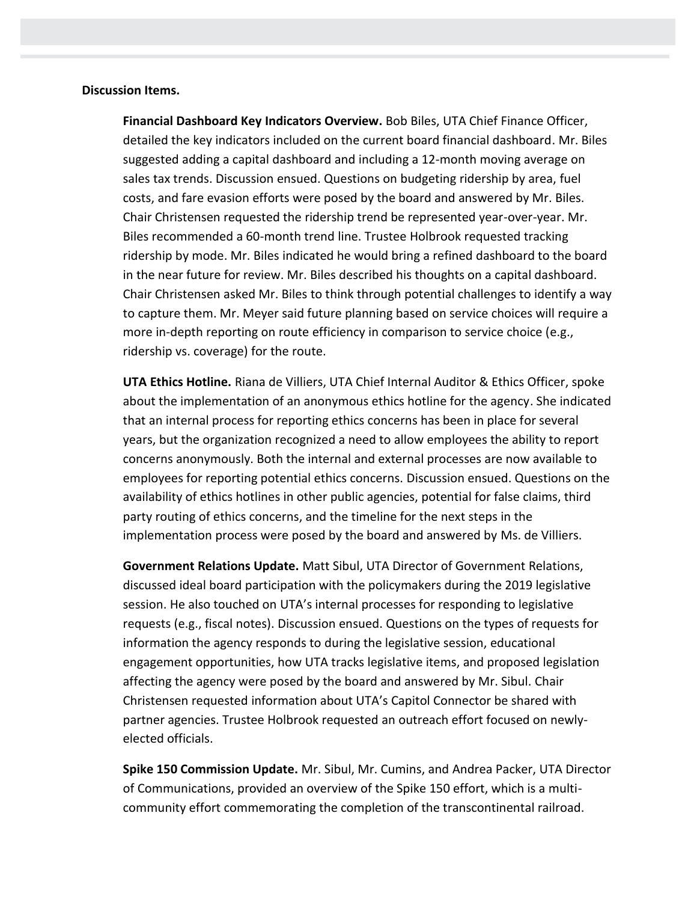**Discussion Items.**

**Financial Dashboard Key Indicators Overview.** Bob Biles, UTA Chief Finance Officer, detailed the key indicators included on the current board financial dashboard. Mr. Biles suggested adding a capital dashboard and including a 12-month moving average on sales tax trends. Discussion ensued. Questions on budgeting ridership by area, fuel costs, and fare evasion efforts were posed by the board and answered by Mr. Biles. Chair Christensen requested the ridership trend be represented year-over-year. Mr. Biles recommended a 60-month trend line. Trustee Holbrook requested tracking ridership by mode. Mr. Biles indicated he would bring a refined dashboard to the board in the near future for review. Mr. Biles described his thoughts on a capital dashboard. Chair Christensen asked Mr. Biles to think through potential challenges to identify a way to capture them. Mr. Meyer said future planning based on service choices will require a more in-depth reporting on route efficiency in comparison to service choice (e.g., ridership vs. coverage) for the route.

**UTA Ethics Hotline.** Riana de Villiers, UTA Chief Internal Auditor & Ethics Officer, spoke about the implementation of an anonymous ethics hotline for the agency. She indicated that an internal process for reporting ethics concerns has been in place for several years, but the organization recognized a need to allow employees the ability to report concerns anonymously. Both the internal and external processes are now available to employees for reporting potential ethics concerns. Discussion ensued. Questions on the availability of ethics hotlines in other public agencies, potential for false claims, third party routing of ethics concerns, and the timeline for the next steps in the implementation process were posed by the board and answered by Ms. de Villiers.

**Government Relations Update.** Matt Sibul, UTA Director of Government Relations, discussed ideal board participation with the policymakers during the 2019 legislative session. He also touched on UTA's internal processes for responding to legislative requests (e.g., fiscal notes). Discussion ensued. Questions on the types of requests for information the agency responds to during the legislative session, educational engagement opportunities, how UTA tracks legislative items, and proposed legislation affecting the agency were posed by the board and answered by Mr. Sibul. Chair Christensen requested information about UTA's Capitol Connector be shared with partner agencies. Trustee Holbrook requested an outreach effort focused on newly-elected officials.

**Spike 150 Commission Update.** Mr. Sibul, Mr. Cumins, and Andrea Packer, UTA Director of Communications, provided an overview of the Spike 150 effort, which is a multi-community effort commemorating the completion of the transcontinental railroad.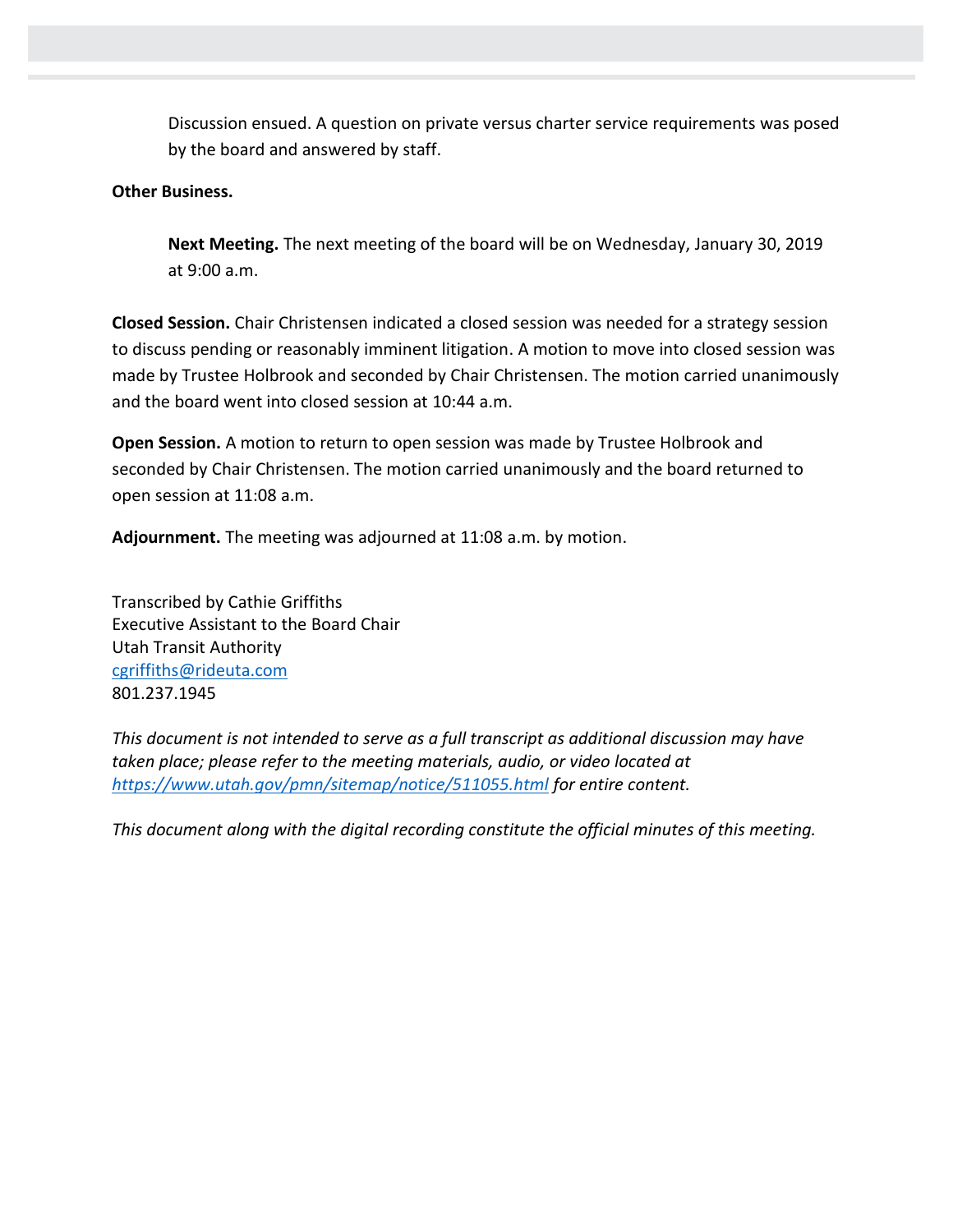Discussion ensued. A question on private versus charter service requirements was posed by the board and answered by staff.

**Other Business.**

**Next Meeting.** The next meeting of the board will be on Wednesday, January 30, 2019 at 9:00 a.m.

**Closed Session.** Chair Christensen indicated a closed session was needed for a strategy session to discuss pending or reasonably imminent litigation. A motion to move into closed session was made by Trustee Holbrook and seconded by Chair Christensen. The motion carried unanimously and the board went into closed session at 10:44 a.m.

**Open Session.** A motion to return to open session was made by Trustee Holbrook and seconded by Chair Christensen. The motion carried unanimously and the board returned to open session at 11:08 a.m.

**Adjournment.** The meeting was adjourned at 11:08 a.m. by motion.

Transcribed by Cathie Griffiths
Executive Assistant to the Board Chair
Utah Transit Authority
cgriffiths@rideuta.com
801.237.1945

*This document is not intended to serve as a full transcript as additional discussion may have taken place; please refer to the meeting materials, audio, or video located at https://www.utah.gov/pmn/sitemap/notice/511055.html for entire content.*

*This document along with the digital recording constitute the official minutes of this meeting.*